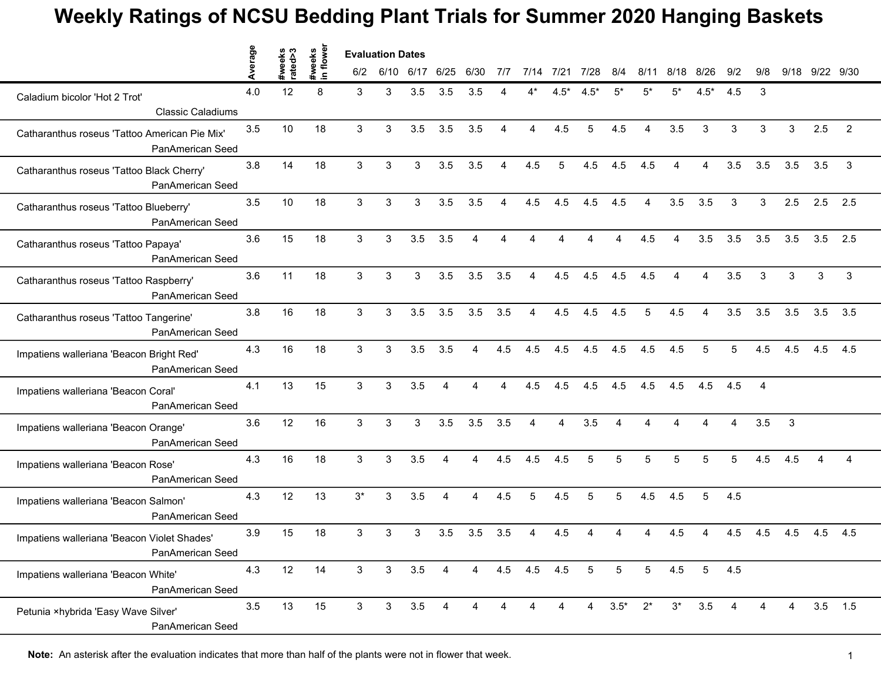# Weekly Ratings of NCSU Bedding Plant Trials for Summer 2020 Hanging Baskets

| | Average | #weeks rated>3 | #weeks in flower | 6/2 | 6/10 | 6/17 | 6/25 | 6/30 | 7/7 | 7/14 | 7/21 | 7/28 | 8/4 | 8/11 | 8/18 | 8/26 | 9/2 | 9/8 | 9/18 | 9/22 | 9/30 |
|---|---|---|---|---|---|---|---|---|---|---|---|---|---|---|---|---|---|---|---|---|---|
| | | | | Evaluation Dates | | | | | | | | | | | | | | | | | |
| Caladium bicolor 'Hot 2 Trot' Classic Caladiums | 4.0 | 12 | 8 | 3 | 3 | 3.5 | 3.5 | 3.5 | 4 | 4* | 4.5* | 4.5* | 5* | 5* | 5* | 4.5* | 4.5 | 3 | | | |
| Catharanthus roseus 'Tattoo American Pie Mix' PanAmerican Seed | 3.5 | 10 | 18 | 3 | 3 | 3.5 | 3.5 | 3.5 | 4 | 4 | 4.5 | 5 | 4.5 | 4 | 3.5 | 3 | 3 | 3 | 3 | 2.5 | 2 |
| Catharanthus roseus 'Tattoo Black Cherry' PanAmerican Seed | 3.8 | 14 | 18 | 3 | 3 | 3 | 3.5 | 3.5 | 4 | 4.5 | 5 | 4.5 | 4.5 | 4.5 | 4 | 4 | 3.5 | 3.5 | 3.5 | 3.5 | 3 |
| Catharanthus roseus 'Tattoo Blueberry' PanAmerican Seed | 3.5 | 10 | 18 | 3 | 3 | 3 | 3.5 | 3.5 | 4 | 4.5 | 4.5 | 4.5 | 4.5 | 4 | 3.5 | 3.5 | 3 | 3 | 2.5 | 2.5 | 2.5 |
| Catharanthus roseus 'Tattoo Papaya' PanAmerican Seed | 3.6 | 15 | 18 | 3 | 3 | 3.5 | 3.5 | 4 | 4 | 4 | 4 | 4 | 4 | 4.5 | 4 | 3.5 | 3.5 | 3.5 | 3.5 | 3.5 | 2.5 |
| Catharanthus roseus 'Tattoo Raspberry' PanAmerican Seed | 3.6 | 11 | 18 | 3 | 3 | 3 | 3.5 | 3.5 | 3.5 | 4 | 4.5 | 4.5 | 4.5 | 4.5 | 4 | 4 | 3.5 | 3 | 3 | 3 | 3 |
| Catharanthus roseus 'Tattoo Tangerine' PanAmerican Seed | 3.8 | 16 | 18 | 3 | 3 | 3.5 | 3.5 | 3.5 | 3.5 | 4 | 4.5 | 4.5 | 4.5 | 5 | 4.5 | 4 | 3.5 | 3.5 | 3.5 | 3.5 | 3.5 |
| Impatiens walleriana 'Beacon Bright Red' PanAmerican Seed | 4.3 | 16 | 18 | 3 | 3 | 3.5 | 3.5 | 4 | 4.5 | 4.5 | 4.5 | 4.5 | 4.5 | 4.5 | 4.5 | 5 | 5 | 4.5 | 4.5 | 4.5 | 4.5 |
| Impatiens walleriana 'Beacon Coral' PanAmerican Seed | 4.1 | 13 | 15 | 3 | 3 | 3.5 | 4 | 4 | 4 | 4.5 | 4.5 | 4.5 | 4.5 | 4.5 | 4.5 | 4.5 | 4.5 | 4 | | | |
| Impatiens walleriana 'Beacon Orange' PanAmerican Seed | 3.6 | 12 | 16 | 3 | 3 | 3 | 3.5 | 3.5 | 3.5 | 4 | 4 | 3.5 | 4 | 4 | 4 | 4 | 4 | 3.5 | 3 | | |
| Impatiens walleriana 'Beacon Rose' PanAmerican Seed | 4.3 | 16 | 18 | 3 | 3 | 3.5 | 4 | 4 | 4.5 | 4.5 | 4.5 | 5 | 5 | 5 | 5 | 5 | 5 | 4.5 | 4.5 | 4 | 4 |
| Impatiens walleriana 'Beacon Salmon' PanAmerican Seed | 4.3 | 12 | 13 | 3* | 3 | 3.5 | 4 | 4 | 4.5 | 5 | 4.5 | 5 | 5 | 4.5 | 4.5 | 5 | 4.5 | | | | |
| Impatiens walleriana 'Beacon Violet Shades' PanAmerican Seed | 3.9 | 15 | 18 | 3 | 3 | 3 | 3.5 | 3.5 | 3.5 | 4 | 4.5 | 4 | 4 | 4 | 4.5 | 4 | 4.5 | 4.5 | 4.5 | 4.5 | 4.5 |
| Impatiens walleriana 'Beacon White' PanAmerican Seed | 4.3 | 12 | 14 | 3 | 3 | 3.5 | 4 | 4 | 4.5 | 4.5 | 4.5 | 5 | 5 | 5 | 4.5 | 5 | 4.5 | | | | |
| Petunia ×hybrida 'Easy Wave Silver' PanAmerican Seed | 3.5 | 13 | 15 | 3 | 3 | 3.5 | 4 | 4 | 4 | 4 | 4 | 4 | 3.5* | 2* | 3* | 3.5 | 4 | 4 | 4 | 3.5 | 1.5 |

**Note:** An asterisk after the evaluation indicates that more than half of the plants were not in flower that week.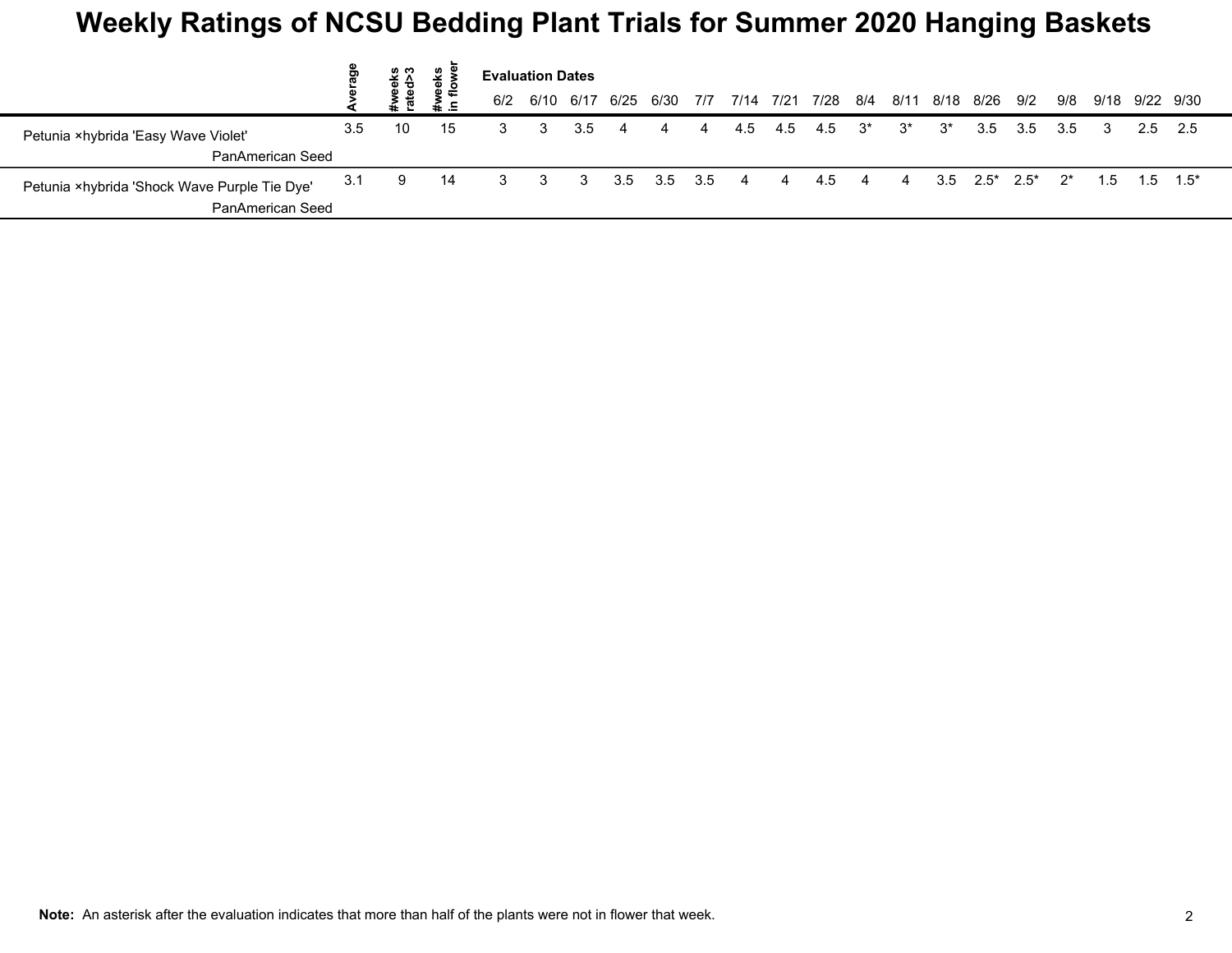# Weekly Ratings of NCSU Bedding Plant Trials for Summer 2020 Hanging Baskets

| | Average | #weeks rated>3 | #weeks in flower | Evaluation Dates 6/2 | 6/10 | 6/17 | 6/25 | 6/30 | 7/7 | 7/14 | 7/21 | 7/28 | 8/4 | 8/11 | 8/18 | 8/26 | 9/2 | 9/8 | 9/18 | 9/22 | 9/30 |
|---|---|---|---|---|---|---|---|---|---|---|---|---|---|---|---|---|---|---|---|---|---|
| Petunia ×hybrida 'Easy Wave Violet' PanAmerican Seed | 3.5 | 10 | 15 | 3 | 3 | 3.5 | 4 | 4 | 4 | 4.5 | 4.5 | 4.5 | 3* | 3* | 3* | 3.5 | 3.5 | 3.5 | 3 | 2.5 | 2.5 |
| Petunia ×hybrida 'Shock Wave Purple Tie Dye' PanAmerican Seed | 3.1 | 9 | 14 | 3 | 3 | 3 | 3.5 | 3.5 | 3.5 | 4 | 4 | 4.5 | 4 | 4 | 3.5 | 2.5* | 2.5* | 2* | 1.5 | 1.5 | 1.5* |

**Note:** An asterisk after the evaluation indicates that more than half of the plants were not in flower that week.